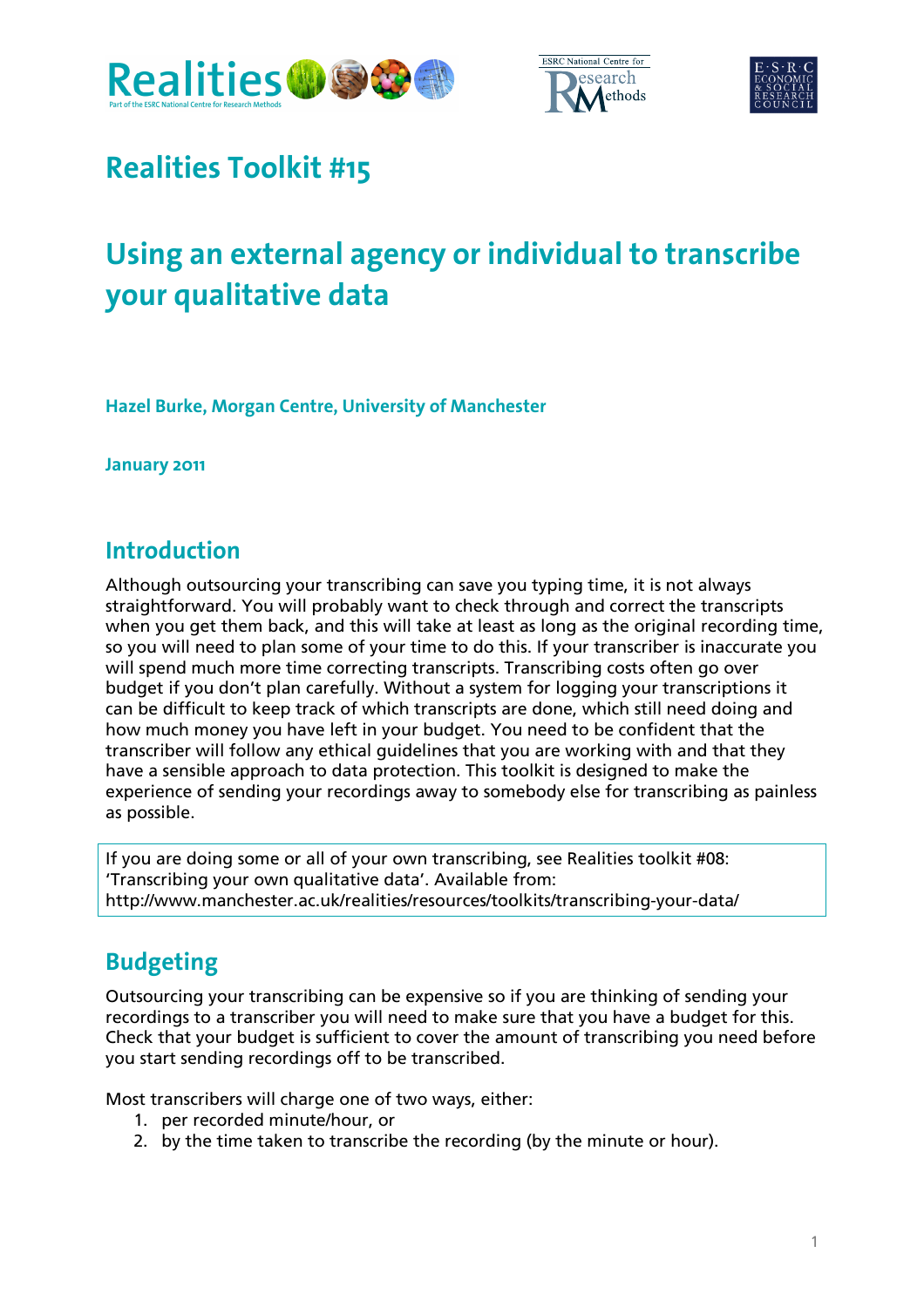# Realities Toolkit #15

# Using an external agency or individual to transcribe your qualitative data

**Hazel Burke, Morgan Centre, University of Manchester**

**January 2011**

## Introduction

Although outsourcing your transcribing can save you typing time, it is not always straightforward. You will probably want to check through and correct the transcripts when you get them back, and this will take at least as long as the original recording time, so you will need to plan some of your time to do this. If your transcriber is inaccurate you will spend much more time correcting transcripts. Transcribing costs often go over budget if you don't plan carefully. Without a system for logging your transcriptions it can be difficult to keep track of which transcripts are done, which still need doing and how much money you have left in your budget. You need to be confident that the transcriber will follow any ethical guidelines that you are working with and that they have a sensible approach to data protection. This toolkit is designed to make the experience of sending your recordings away to somebody else for transcribing as painless as possible.

> If you are doing some or all of your own transcribing, see Realities toolkit #08: 'Transcribing your own qualitative data'. Available from: http://www.manchester.ac.uk/realities/resources/toolkits/transcribing-your-data/

## Budgeting

Outsourcing your transcribing can be expensive so if you are thinking of sending your recordings to a transcriber you will need to make sure that you have a budget for this. Check that your budget is sufficient to cover the amount of transcribing you need before you start sending recordings off to be transcribed.

Most transcribers will charge one of two ways, either:

1. per recorded minute/hour, or
2. by the time taken to transcribe the recording (by the minute or hour).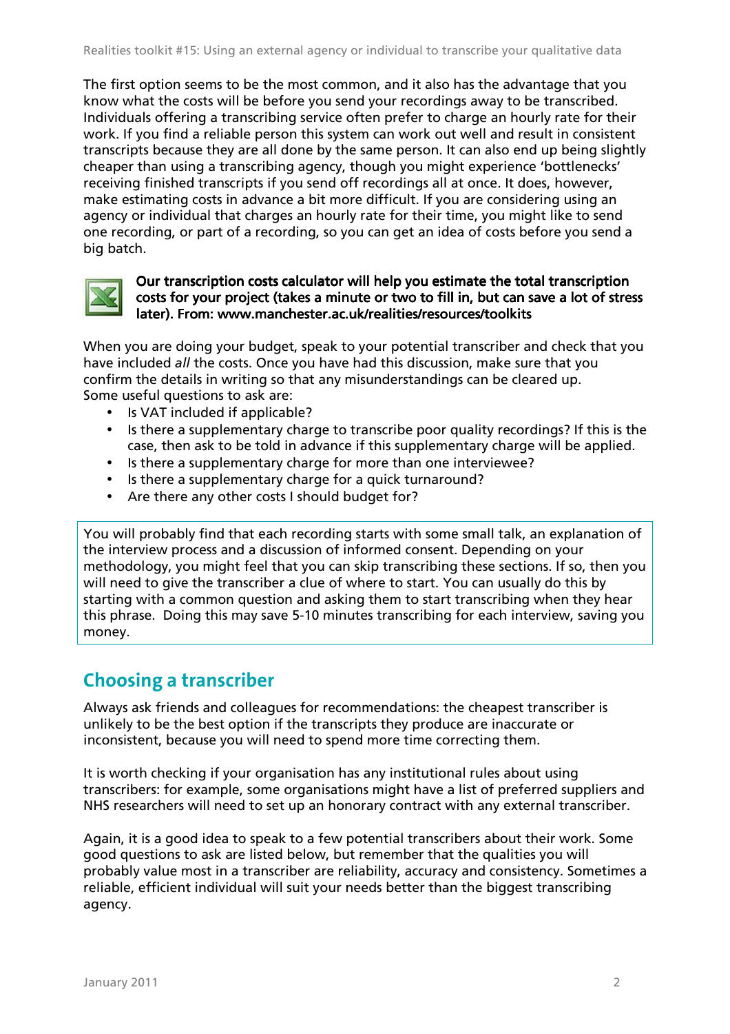The first option seems to be the most common, and it also has the advantage that you know what the costs will be before you send your recordings away to be transcribed. Individuals offering a transcribing service often prefer to charge an hourly rate for their work. If you find a reliable person this system can work out well and result in consistent transcripts because they are all done by the same person. It can also end up being slightly cheaper than using a transcribing agency, though you might experience 'bottlenecks' receiving finished transcripts if you send off recordings all at once. It does, however, make estimating costs in advance a bit more difficult. If you are considering using an agency or individual that charges an hourly rate for their time, you might like to send one recording, or part of a recording, so you can get an idea of costs before you send a big batch.

**Our transcription costs calculator will help you estimate the total transcription costs for your project (takes a minute or two to fill in, but can save a lot of stress later). From: www.manchester.ac.uk/realities/resources/toolkits**

When you are doing your budget, speak to your potential transcriber and check that you have included *all* the costs. Once you have had this discussion, make sure that you confirm the details in writing so that any misunderstandings can be cleared up. Some useful questions to ask are:

- Is VAT included if applicable?
- Is there a supplementary charge to transcribe poor quality recordings? If this is the case, then ask to be told in advance if this supplementary charge will be applied.
- Is there a supplementary charge for more than one interviewee?
- Is there a supplementary charge for a quick turnaround?
- Are there any other costs I should budget for?

> You will probably find that each recording starts with some small talk, an explanation of the interview process and a discussion of informed consent. Depending on your methodology, you might feel that you can skip transcribing these sections. If so, then you will need to give the transcriber a clue of where to start. You can usually do this by starting with a common question and asking them to start transcribing when they hear this phrase. Doing this may save 5-10 minutes transcribing for each interview, saving you money.

## Choosing a transcriber

Always ask friends and colleagues for recommendations: the cheapest transcriber is unlikely to be the best option if the transcripts they produce are inaccurate or inconsistent, because you will need to spend more time correcting them.

It is worth checking if your organisation has any institutional rules about using transcribers: for example, some organisations might have a list of preferred suppliers and NHS researchers will need to set up an honorary contract with any external transcriber.

Again, it is a good idea to speak to a few potential transcribers about their work. Some good questions to ask are listed below, but remember that the qualities you will probably value most in a transcriber are reliability, accuracy and consistency. Sometimes a reliable, efficient individual will suit your needs better than the biggest transcribing agency.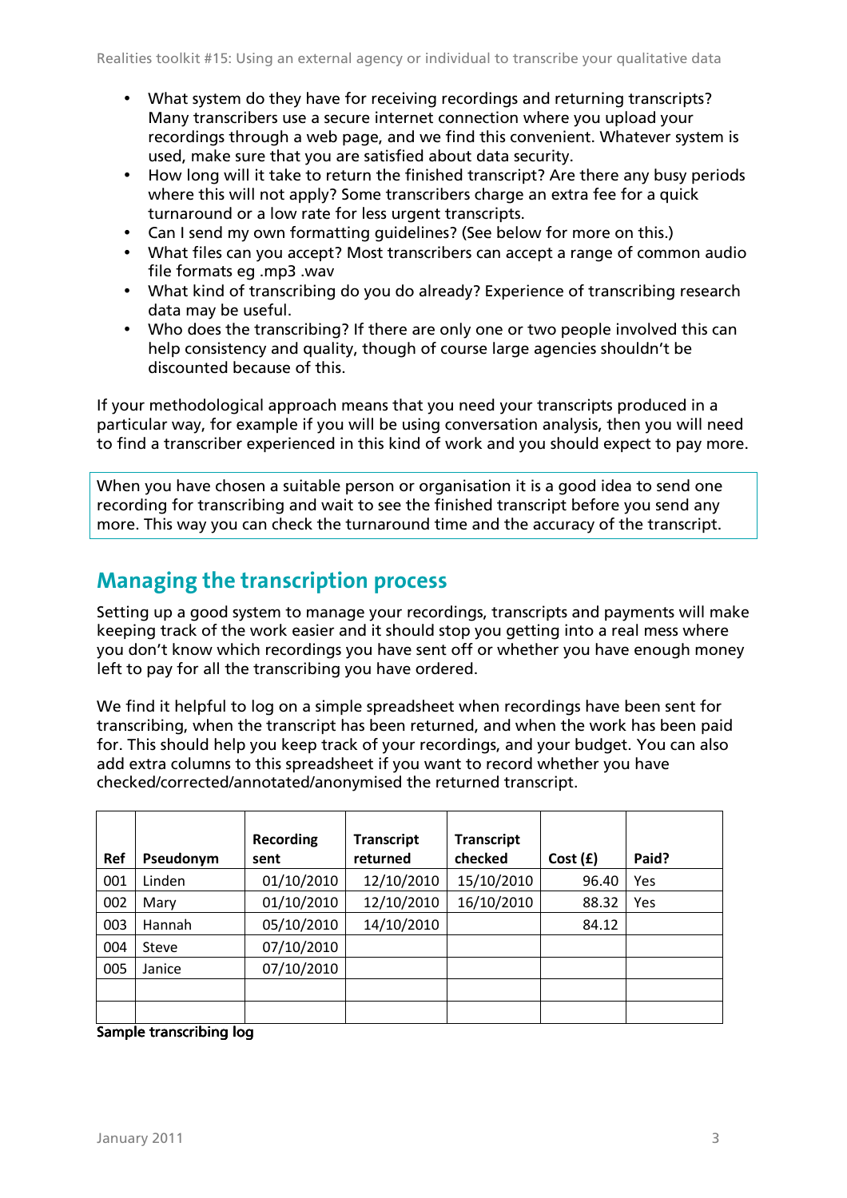- What system do they have for receiving recordings and returning transcripts? Many transcribers use a secure internet connection where you upload your recordings through a web page, and we find this convenient. Whatever system is used, make sure that you are satisfied about data security.
- How long will it take to return the finished transcript? Are there any busy periods where this will not apply? Some transcribers charge an extra fee for a quick turnaround or a low rate for less urgent transcripts.
- Can I send my own formatting guidelines? (See below for more on this.)
- What files can you accept? Most transcribers can accept a range of common audio file formats eg .mp3 .wav
- What kind of transcribing do you do already? Experience of transcribing research data may be useful.
- Who does the transcribing? If there are only one or two people involved this can help consistency and quality, though of course large agencies shouldn't be discounted because of this.

If your methodological approach means that you need your transcripts produced in a particular way, for example if you will be using conversation analysis, then you will need to find a transcriber experienced in this kind of work and you should expect to pay more.

When you have chosen a suitable person or organisation it is a good idea to send one recording for transcribing and wait to see the finished transcript before you send any more. This way you can check the turnaround time and the accuracy of the transcript.

## Managing the transcription process

Setting up a good system to manage your recordings, transcripts and payments will make keeping track of the work easier and it should stop you getting into a real mess where you don't know which recordings you have sent off or whether you have enough money left to pay for all the transcribing you have ordered.

We find it helpful to log on a simple spreadsheet when recordings have been sent for transcribing, when the transcript has been returned, and when the work has been paid for. This should help you keep track of your recordings, and your budget. You can also add extra columns to this spreadsheet if you want to record whether you have checked/corrected/annotated/anonymised the returned transcript.

| Ref | Pseudonym | Recording sent | Transcript returned | Transcript checked | Cost (£) | Paid? |
|---|---|---|---|---|---|---|
| 001 | Linden | 01/10/2010 | 12/10/2010 | 15/10/2010 | 96.40 | Yes |
| 002 | Mary | 01/10/2010 | 12/10/2010 | 16/10/2010 | 88.32 | Yes |
| 003 | Hannah | 05/10/2010 | 14/10/2010 | | 84.12 | |
| 004 | Steve | 07/10/2010 | | | | |
| 005 | Janice | 07/10/2010 | | | | |
| | | | | | | |
| | | | | | | |

**Sample transcribing log**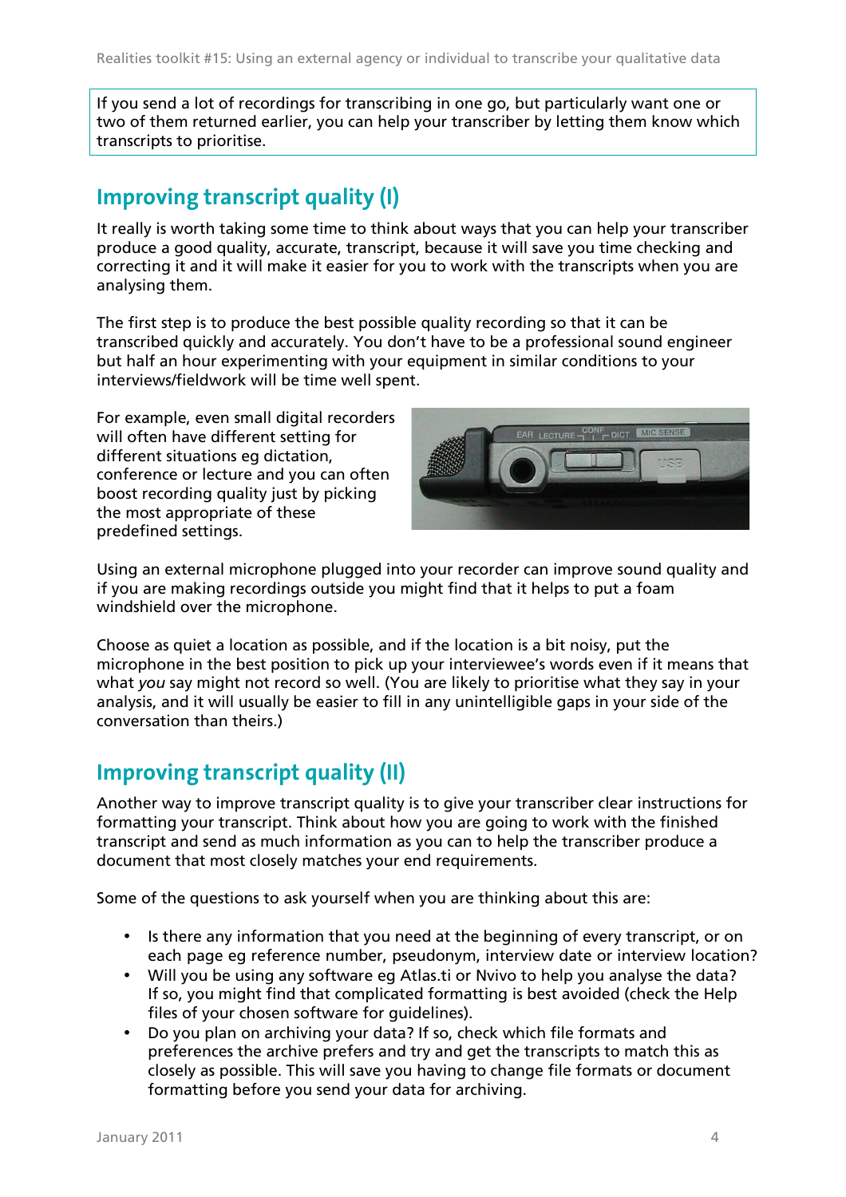If you send a lot of recordings for transcribing in one go, but particularly want one or two of them returned earlier, you can help your transcriber by letting them know which transcripts to prioritise.

## Improving transcript quality (I)

It really is worth taking some time to think about ways that you can help your transcriber produce a good quality, accurate, transcript, because it will save you time checking and correcting it and it will make it easier for you to work with the transcripts when you are analysing them.

The first step is to produce the best possible quality recording so that it can be transcribed quickly and accurately. You don't have to be a professional sound engineer but half an hour experimenting with your equipment in similar conditions to your interviews/fieldwork will be time well spent.

For example, even small digital recorders will often have different setting for different situations eg dictation, conference or lecture and you can often boost recording quality just by picking the most appropriate of these predefined settings.

Using an external microphone plugged into your recorder can improve sound quality and if you are making recordings outside you might find that it helps to put a foam windshield over the microphone.

Choose as quiet a location as possible, and if the location is a bit noisy, put the microphone in the best position to pick up your interviewee's words even if it means that what *you* say might not record so well. (You are likely to prioritise what they say in your analysis, and it will usually be easier to fill in any unintelligible gaps in your side of the conversation than theirs.)

## Improving transcript quality (II)

Another way to improve transcript quality is to give your transcriber clear instructions for formatting your transcript. Think about how you are going to work with the finished transcript and send as much information as you can to help the transcriber produce a document that most closely matches your end requirements.

Some of the questions to ask yourself when you are thinking about this are:

- Is there any information that you need at the beginning of every transcript, or on each page eg reference number, pseudonym, interview date or interview location?
- Will you be using any software eg Atlas.ti or Nvivo to help you analyse the data? If so, you might find that complicated formatting is best avoided (check the Help files of your chosen software for guidelines).
- Do you plan on archiving your data? If so, check which file formats and preferences the archive prefers and try and get the transcripts to match this as closely as possible. This will save you having to change file formats or document formatting before you send your data for archiving.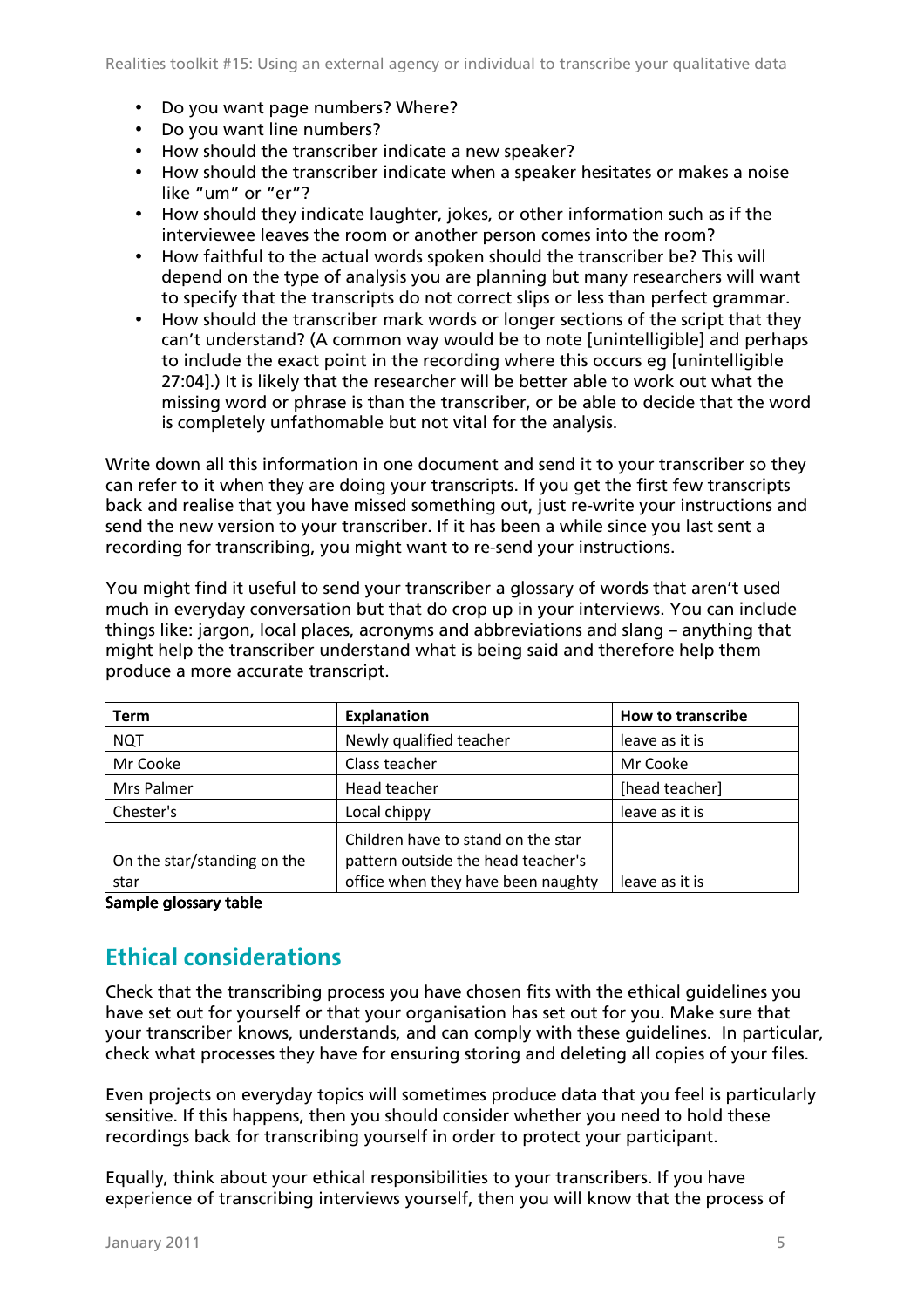- Do you want page numbers? Where?
- Do you want line numbers?
- How should the transcriber indicate a new speaker?
- How should the transcriber indicate when a speaker hesitates or makes a noise like "um" or "er"?
- How should they indicate laughter, jokes, or other information such as if the interviewee leaves the room or another person comes into the room?
- How faithful to the actual words spoken should the transcriber be? This will depend on the type of analysis you are planning but many researchers will want to specify that the transcripts do not correct slips or less than perfect grammar.
- How should the transcriber mark words or longer sections of the script that they can't understand? (A common way would be to note [unintelligible] and perhaps to include the exact point in the recording where this occurs eg [unintelligible 27:04].) It is likely that the researcher will be better able to work out what the missing word or phrase is than the transcriber, or be able to decide that the word is completely unfathomable but not vital for the analysis.

Write down all this information in one document and send it to your transcriber so they can refer to it when they are doing your transcripts. If you get the first few transcripts back and realise that you have missed something out, just re-write your instructions and send the new version to your transcriber. If it has been a while since you last sent a recording for transcribing, you might want to re-send your instructions.

You might find it useful to send your transcriber a glossary of words that aren't used much in everyday conversation but that do crop up in your interviews. You can include things like: jargon, local places, acronyms and abbreviations and slang – anything that might help the transcriber understand what is being said and therefore help them produce a more accurate transcript.

| Term | Explanation | How to transcribe |
|---|---|---|
| NQT | Newly qualified teacher | leave as it is |
| Mr Cooke | Class teacher | Mr Cooke |
| Mrs Palmer | Head teacher | [head teacher] |
| Chester's | Local chippy | leave as it is |
| On the star/standing on the star | Children have to stand on the star pattern outside the head teacher's office when they have been naughty | leave as it is |

**Sample glossary table**

## Ethical considerations

Check that the transcribing process you have chosen fits with the ethical guidelines you have set out for yourself or that your organisation has set out for you. Make sure that your transcriber knows, understands, and can comply with these guidelines. In particular, check what processes they have for ensuring storing and deleting all copies of your files.

Even projects on everyday topics will sometimes produce data that you feel is particularly sensitive. If this happens, then you should consider whether you need to hold these recordings back for transcribing yourself in order to protect your participant.

Equally, think about your ethical responsibilities to your transcribers. If you have experience of transcribing interviews yourself, then you will know that the process of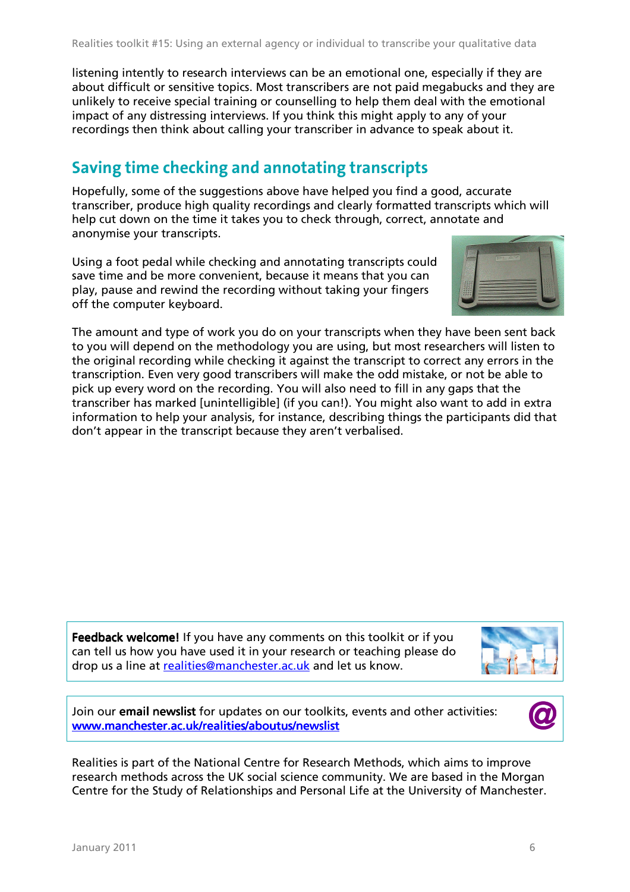listening intently to research interviews can be an emotional one, especially if they are about difficult or sensitive topics. Most transcribers are not paid megabucks and they are unlikely to receive special training or counselling to help them deal with the emotional impact of any distressing interviews. If you think this might apply to any of your recordings then think about calling your transcriber in advance to speak about it.

## Saving time checking and annotating transcripts

Hopefully, some of the suggestions above have helped you find a good, accurate transcriber, produce high quality recordings and clearly formatted transcripts which will help cut down on the time it takes you to check through, correct, annotate and anonymise your transcripts.

Using a foot pedal while checking and annotating transcripts could save time and be more convenient, because it means that you can play, pause and rewind the recording without taking your fingers off the computer keyboard.

The amount and type of work you do on your transcripts when they have been sent back to you will depend on the methodology you are using, but most researchers will listen to the original recording while checking it against the transcript to correct any errors in the transcription. Even very good transcribers will make the odd mistake, or not be able to pick up every word on the recording. You will also need to fill in any gaps that the transcriber has marked [unintelligible] (if you can!). You might also want to add in extra information to help your analysis, for instance, describing things the participants did that don't appear in the transcript because they aren't verbalised.

**Feedback welcome!** If you have any comments on this toolkit or if you can tell us how you have used it in your research or teaching please do drop us a line at realities@manchester.ac.uk and let us know.

Join our **email newslist** for updates on our toolkits, events and other activities: www.manchester.ac.uk/realities/aboutus/newslist

Realities is part of the National Centre for Research Methods, which aims to improve research methods across the UK social science community. We are based in the Morgan Centre for the Study of Relationships and Personal Life at the University of Manchester.

January 2011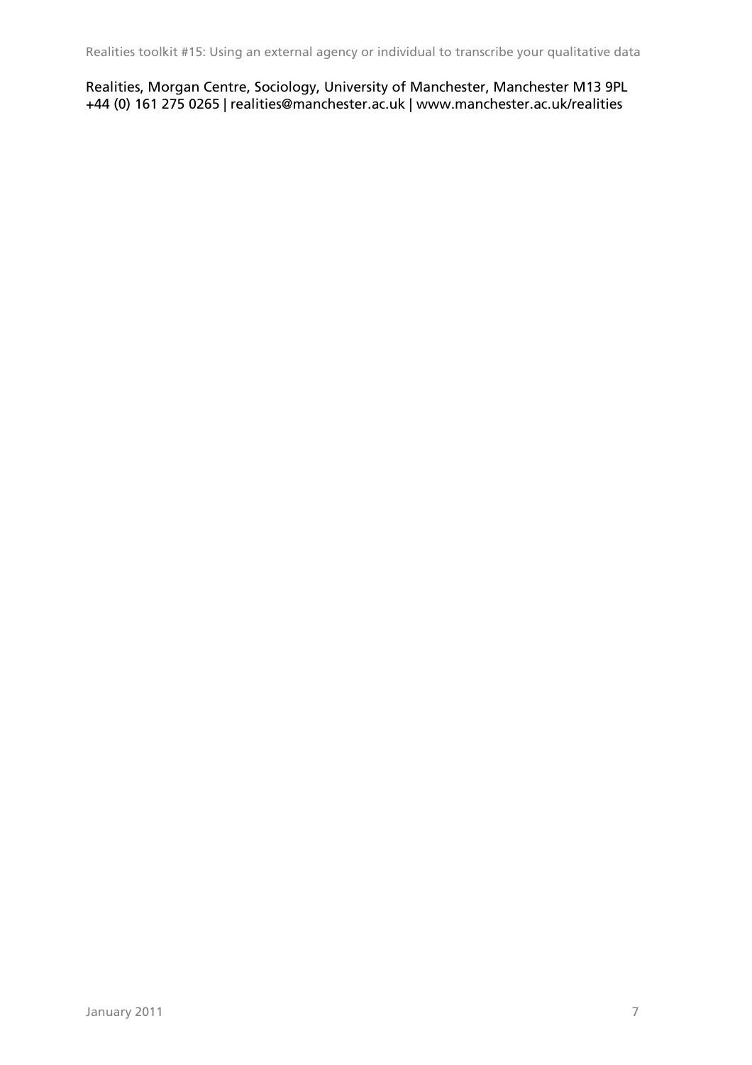Realities, Morgan Centre, Sociology, University of Manchester, Manchester M13 9PL
+44 (0) 161 275 0265 | realities@manchester.ac.uk | www.manchester.ac.uk/realities